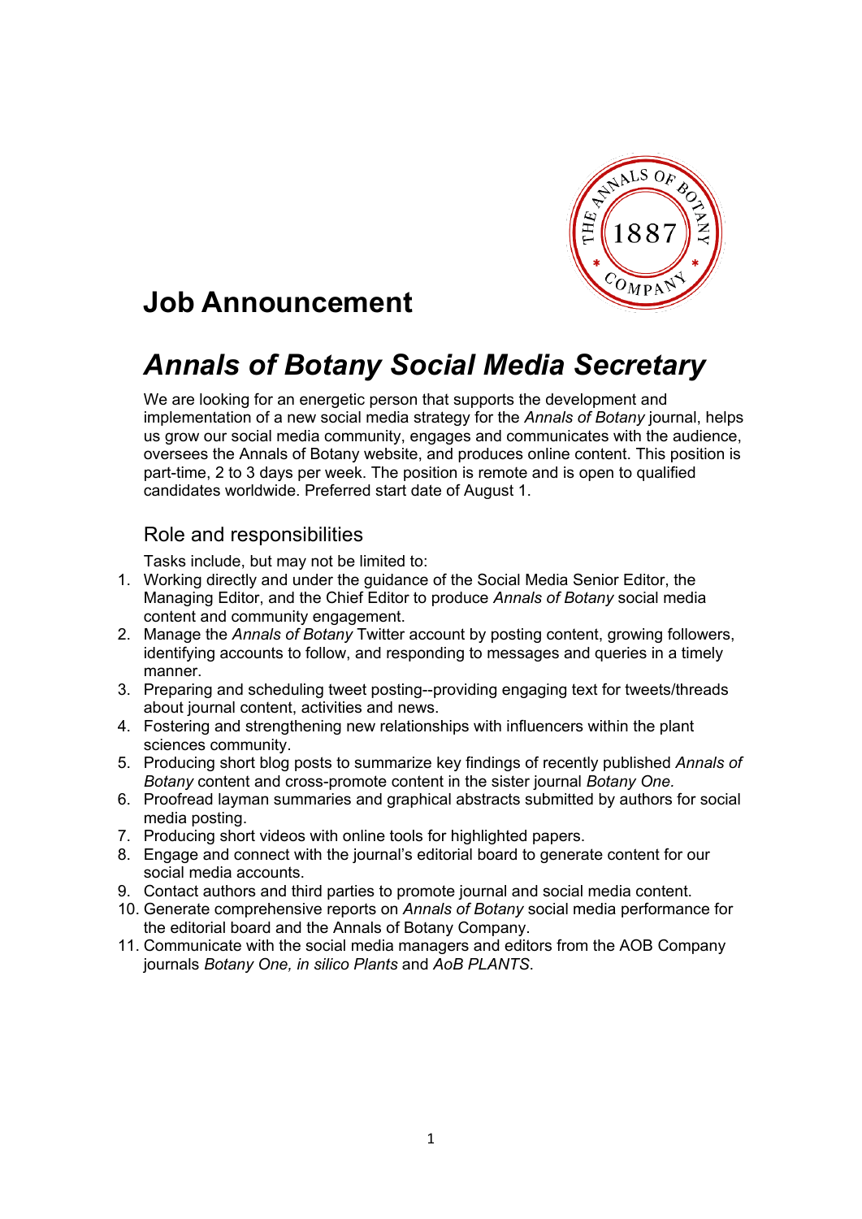# Job Announcement

# *Annals of Botany Social Media Secretary*

We are looking for an energetic person that supports the development and implementation of a new social media strategy for the *Annals of Botany* journal, helps us grow our social media community, engages and communicates with the audience, oversees the Annals of Botany website, and produces online content. This position is part-time, 2 to 3 days per week. The position is remote and is open to qualified candidates worldwide. Preferred start date of August 1.

## Role and responsibilities

Tasks include, but may not be limited to:

1. Working directly and under the guidance of the Social Media Senior Editor, the Managing Editor, and the Chief Editor to produce *Annals of Botany* social media content and community engagement.
2. Manage the *Annals of Botany* Twitter account by posting content, growing followers, identifying accounts to follow, and responding to messages and queries in a timely manner.
3. Preparing and scheduling tweet posting--providing engaging text for tweets/threads about journal content, activities and news.
4. Fostering and strengthening new relationships with influencers within the plant sciences community.
5. Producing short blog posts to summarize key findings of recently published *Annals of Botany* content and cross-promote content in the sister journal *Botany One.*
6. Proofread layman summaries and graphical abstracts submitted by authors for social media posting.
7. Producing short videos with online tools for highlighted papers.
8. Engage and connect with the journal's editorial board to generate content for our social media accounts.
9. Contact authors and third parties to promote journal and social media content.
10. Generate comprehensive reports on *Annals of Botany* social media performance for the editorial board and the Annals of Botany Company.
11. Communicate with the social media managers and editors from the AOB Company journals *Botany One, in silico Plants* and *AoB PLANTS*.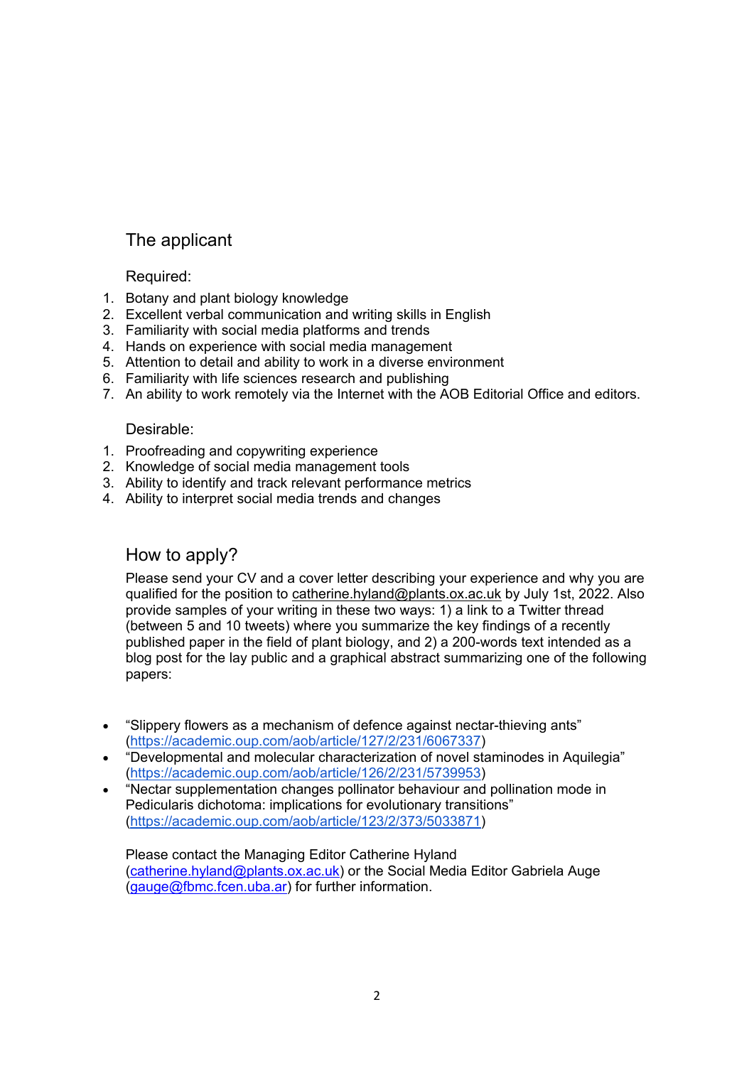## The applicant

Required:

1. Botany and plant biology knowledge
2. Excellent verbal communication and writing skills in English
3. Familiarity with social media platforms and trends
4. Hands on experience with social media management
5. Attention to detail and ability to work in a diverse environment
6. Familiarity with life sciences research and publishing
7. An ability to work remotely via the Internet with the AOB Editorial Office and editors.

Desirable:

1. Proofreading and copywriting experience
2. Knowledge of social media management tools
3. Ability to identify and track relevant performance metrics
4. Ability to interpret social media trends and changes

## How to apply?

Please send your CV and a cover letter describing your experience and why you are qualified for the position to catherine.hyland@plants.ox.ac.uk by July 1st, 2022. Also provide samples of your writing in these two ways: 1) a link to a Twitter thread (between 5 and 10 tweets) where you summarize the key findings of a recently published paper in the field of plant biology, and 2) a 200-words text intended as a blog post for the lay public and a graphical abstract summarizing one of the following papers:

- "Slippery flowers as a mechanism of defence against nectar-thieving ants" (https://academic.oup.com/aob/article/127/2/231/6067337)
- "Developmental and molecular characterization of novel staminodes in Aquilegia" (https://academic.oup.com/aob/article/126/2/231/5739953)
- "Nectar supplementation changes pollinator behaviour and pollination mode in Pedicularis dichotoma: implications for evolutionary transitions" (https://academic.oup.com/aob/article/123/2/373/5033871)

Please contact the Managing Editor Catherine Hyland (catherine.hyland@plants.ox.ac.uk) or the Social Media Editor Gabriela Auge (gauge@fbmc.fcen.uba.ar) for further information.